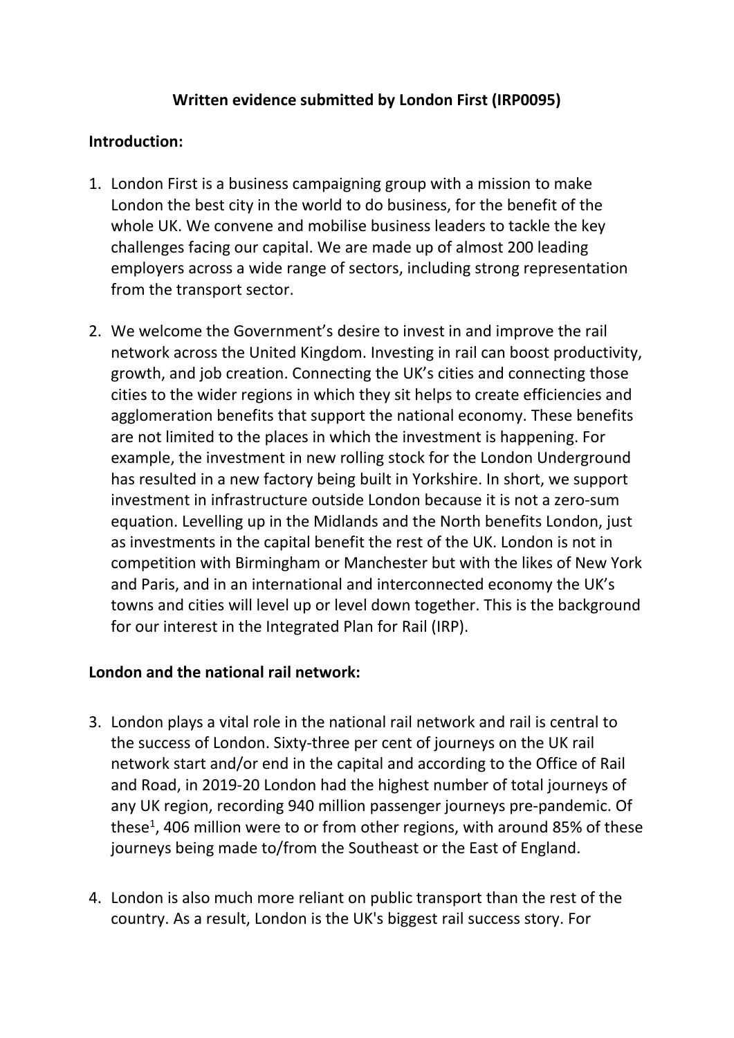**Written evidence submitted by London First (IRP0095)**

**Introduction:**

1. London First is a business campaigning group with a mission to make London the best city in the world to do business, for the benefit of the whole UK. We convene and mobilise business leaders to tackle the key challenges facing our capital. We are made up of almost 200 leading employers across a wide range of sectors, including strong representation from the transport sector.

2. We welcome the Government's desire to invest in and improve the rail network across the United Kingdom. Investing in rail can boost productivity, growth, and job creation. Connecting the UK's cities and connecting those cities to the wider regions in which they sit helps to create efficiencies and agglomeration benefits that support the national economy. These benefits are not limited to the places in which the investment is happening. For example, the investment in new rolling stock for the London Underground has resulted in a new factory being built in Yorkshire. In short, we support investment in infrastructure outside London because it is not a zero-sum equation. Levelling up in the Midlands and the North benefits London, just as investments in the capital benefit the rest of the UK. London is not in competition with Birmingham or Manchester but with the likes of New York and Paris, and in an international and interconnected economy the UK's towns and cities will level up or level down together. This is the background for our interest in the Integrated Plan for Rail (IRP).

**London and the national rail network:**

3. London plays a vital role in the national rail network and rail is central to the success of London. Sixty-three per cent of journeys on the UK rail network start and/or end in the capital and according to the Office of Rail and Road, in 2019-20 London had the highest number of total journeys of any UK region, recording 940 million passenger journeys pre-pandemic. Of these[1], 406 million were to or from other regions, with around 85% of these journeys being made to/from the Southeast or the East of England.

4. London is also much more reliant on public transport than the rest of the country. As a result, London is the UK's biggest rail success story. For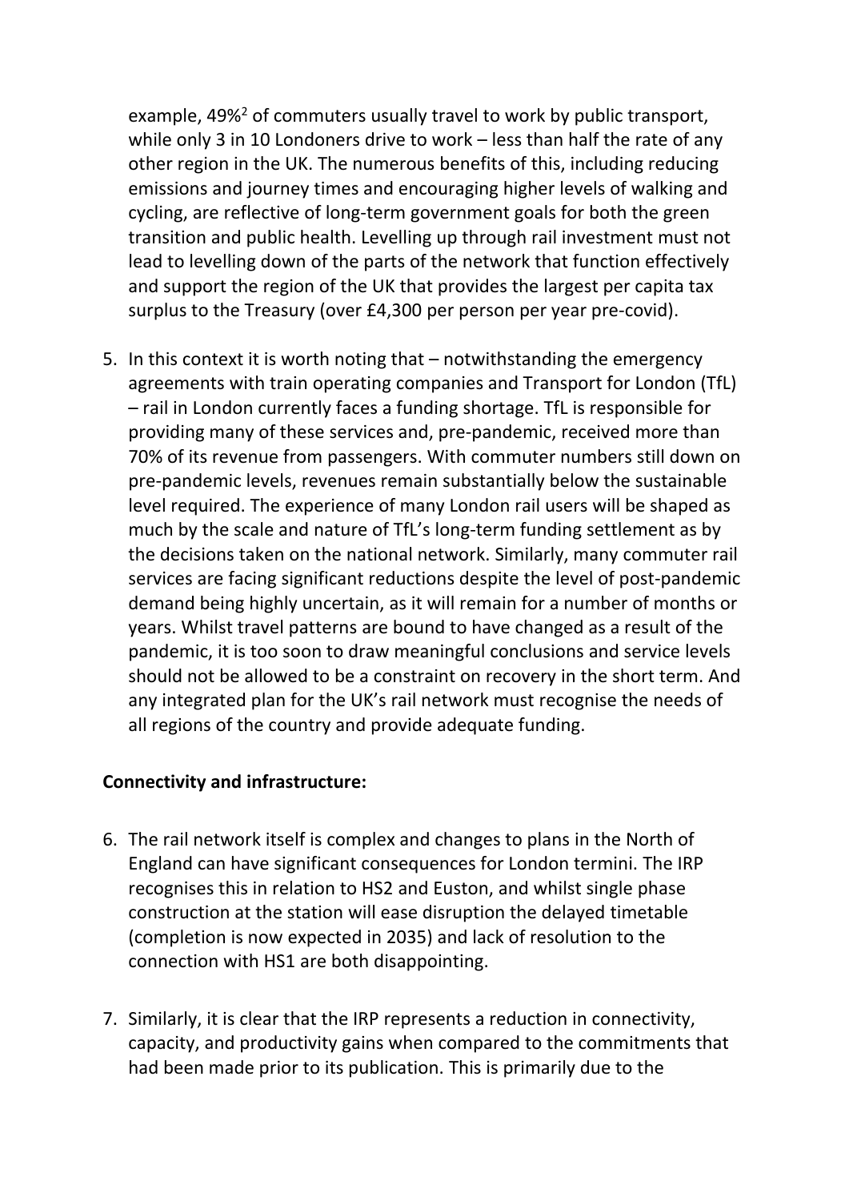example, 49%[2] of commuters usually travel to work by public transport, while only 3 in 10 Londoners drive to work – less than half the rate of any other region in the UK. The numerous benefits of this, including reducing emissions and journey times and encouraging higher levels of walking and cycling, are reflective of long-term government goals for both the green transition and public health. Levelling up through rail investment must not lead to levelling down of the parts of the network that function effectively and support the region of the UK that provides the largest per capita tax surplus to the Treasury (over £4,300 per person per year pre-covid).

5. In this context it is worth noting that – notwithstanding the emergency agreements with train operating companies and Transport for London (TfL) – rail in London currently faces a funding shortage. TfL is responsible for providing many of these services and, pre-pandemic, received more than 70% of its revenue from passengers. With commuter numbers still down on pre-pandemic levels, revenues remain substantially below the sustainable level required. The experience of many London rail users will be shaped as much by the scale and nature of TfL's long-term funding settlement as by the decisions taken on the national network. Similarly, many commuter rail services are facing significant reductions despite the level of post-pandemic demand being highly uncertain, as it will remain for a number of months or years. Whilst travel patterns are bound to have changed as a result of the pandemic, it is too soon to draw meaningful conclusions and service levels should not be allowed to be a constraint on recovery in the short term. And any integrated plan for the UK's rail network must recognise the needs of all regions of the country and provide adequate funding.

**Connectivity and infrastructure:**

6. The rail network itself is complex and changes to plans in the North of England can have significant consequences for London termini. The IRP recognises this in relation to HS2 and Euston, and whilst single phase construction at the station will ease disruption the delayed timetable (completion is now expected in 2035) and lack of resolution to the connection with HS1 are both disappointing.

7. Similarly, it is clear that the IRP represents a reduction in connectivity, capacity, and productivity gains when compared to the commitments that had been made prior to its publication. This is primarily due to the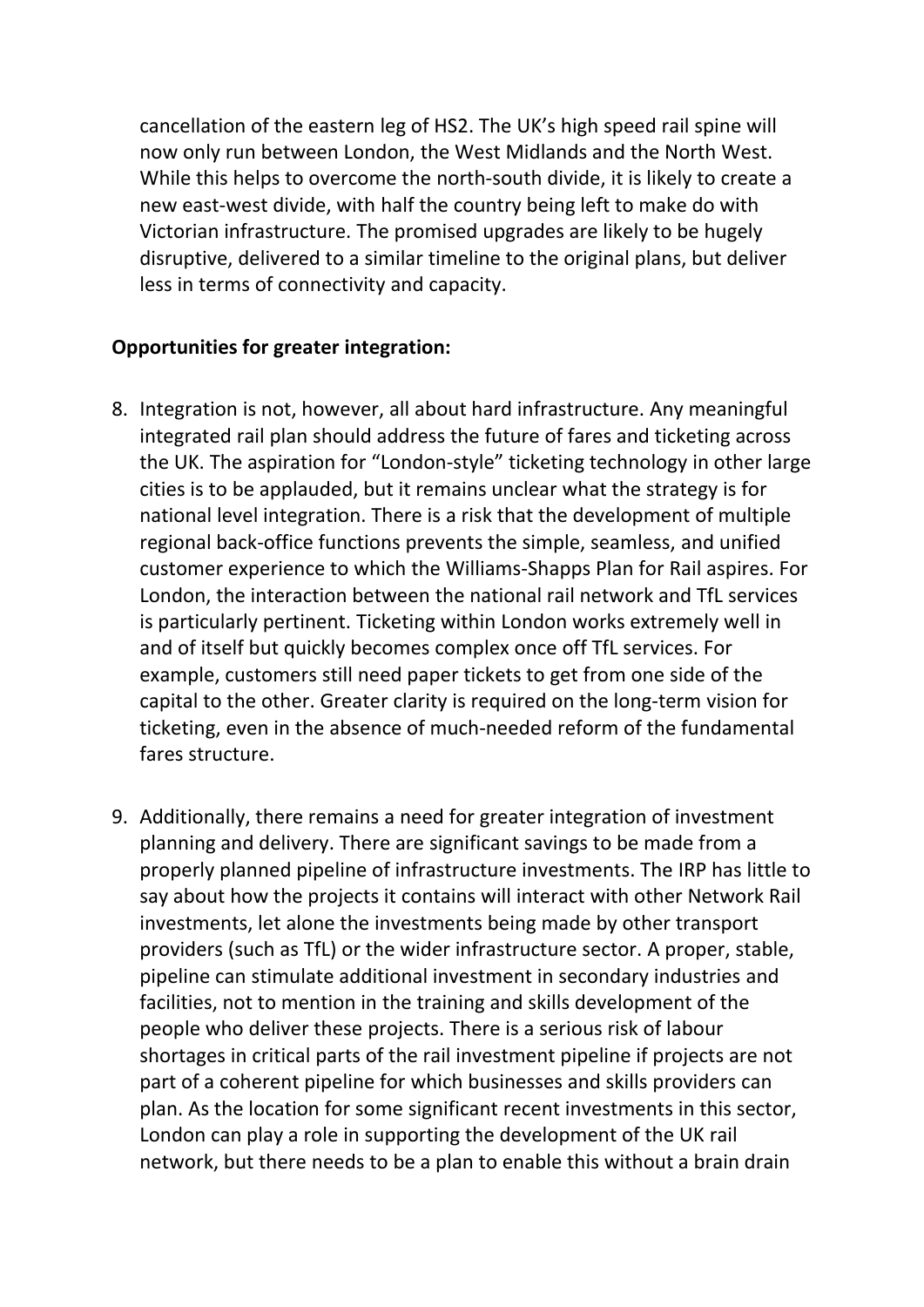cancellation of the eastern leg of HS2. The UK's high speed rail spine will now only run between London, the West Midlands and the North West. While this helps to overcome the north-south divide, it is likely to create a new east-west divide, with half the country being left to make do with Victorian infrastructure. The promised upgrades are likely to be hugely disruptive, delivered to a similar timeline to the original plans, but deliver less in terms of connectivity and capacity.

**Opportunities for greater integration:**

8. Integration is not, however, all about hard infrastructure. Any meaningful integrated rail plan should address the future of fares and ticketing across the UK. The aspiration for "London-style" ticketing technology in other large cities is to be applauded, but it remains unclear what the strategy is for national level integration. There is a risk that the development of multiple regional back-office functions prevents the simple, seamless, and unified customer experience to which the Williams-Shapps Plan for Rail aspires. For London, the interaction between the national rail network and TfL services is particularly pertinent. Ticketing within London works extremely well in and of itself but quickly becomes complex once off TfL services. For example, customers still need paper tickets to get from one side of the capital to the other. Greater clarity is required on the long-term vision for ticketing, even in the absence of much-needed reform of the fundamental fares structure.

9. Additionally, there remains a need for greater integration of investment planning and delivery. There are significant savings to be made from a properly planned pipeline of infrastructure investments. The IRP has little to say about how the projects it contains will interact with other Network Rail investments, let alone the investments being made by other transport providers (such as TfL) or the wider infrastructure sector. A proper, stable, pipeline can stimulate additional investment in secondary industries and facilities, not to mention in the training and skills development of the people who deliver these projects. There is a serious risk of labour shortages in critical parts of the rail investment pipeline if projects are not part of a coherent pipeline for which businesses and skills providers can plan. As the location for some significant recent investments in this sector, London can play a role in supporting the development of the UK rail network, but there needs to be a plan to enable this without a brain drain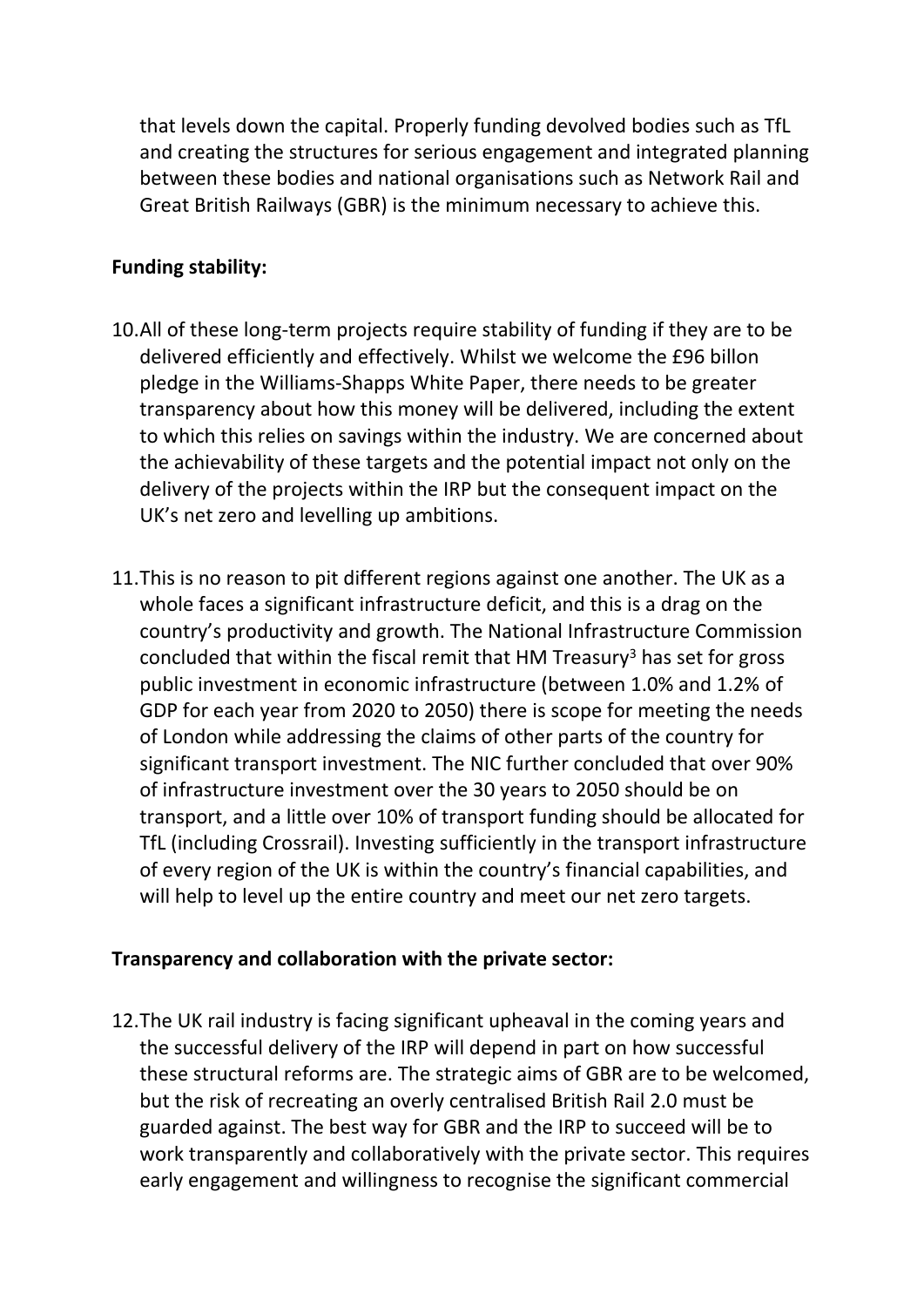that levels down the capital. Properly funding devolved bodies such as TfL and creating the structures for serious engagement and integrated planning between these bodies and national organisations such as Network Rail and Great British Railways (GBR) is the minimum necessary to achieve this.

**Funding stability:**

10. All of these long-term projects require stability of funding if they are to be delivered efficiently and effectively. Whilst we welcome the £96 billon pledge in the Williams-Shapps White Paper, there needs to be greater transparency about how this money will be delivered, including the extent to which this relies on savings within the industry. We are concerned about the achievability of these targets and the potential impact not only on the delivery of the projects within the IRP but the consequent impact on the UK's net zero and levelling up ambitions.

11. This is no reason to pit different regions against one another. The UK as a whole faces a significant infrastructure deficit, and this is a drag on the country's productivity and growth. The National Infrastructure Commission concluded that within the fiscal remit that HM Treasury[3] has set for gross public investment in economic infrastructure (between 1.0% and 1.2% of GDP for each year from 2020 to 2050) there is scope for meeting the needs of London while addressing the claims of other parts of the country for significant transport investment. The NIC further concluded that over 90% of infrastructure investment over the 30 years to 2050 should be on transport, and a little over 10% of transport funding should be allocated for TfL (including Crossrail). Investing sufficiently in the transport infrastructure of every region of the UK is within the country's financial capabilities, and will help to level up the entire country and meet our net zero targets.

**Transparency and collaboration with the private sector:**

12. The UK rail industry is facing significant upheaval in the coming years and the successful delivery of the IRP will depend in part on how successful these structural reforms are. The strategic aims of GBR are to be welcomed, but the risk of recreating an overly centralised British Rail 2.0 must be guarded against. The best way for GBR and the IRP to succeed will be to work transparently and collaboratively with the private sector. This requires early engagement and willingness to recognise the significant commercial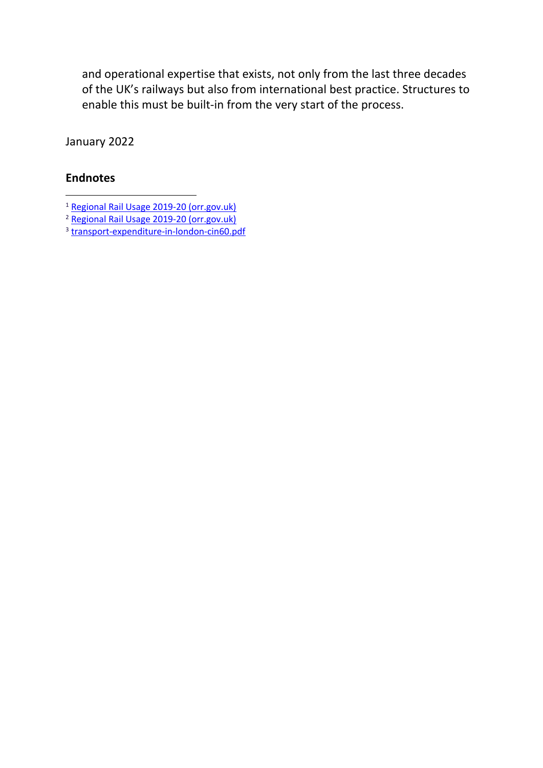and operational expertise that exists, not only from the last three decades of the UK's railways but also from international best practice. Structures to enable this must be built-in from the very start of the process.

January 2022

**Endnotes**

[1] Regional Rail Usage 2019-20 (orr.gov.uk)

[2] Regional Rail Usage 2019-20 (orr.gov.uk)

[3] transport-expenditure-in-london-cin60.pdf